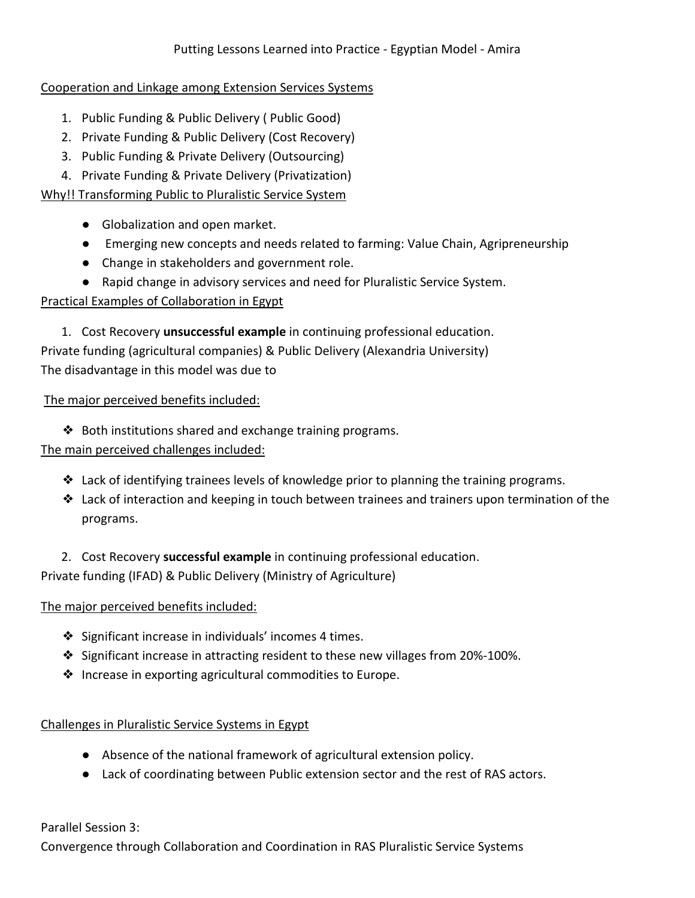Putting Lessons Learned into Practice - Egyptian Model - Amira

Cooperation and Linkage among Extension Services Systems

1. Public Funding & Public Delivery ( Public Good)
2. Private Funding & Public Delivery (Cost Recovery)
3. Public Funding & Private Delivery (Outsourcing)
4. Private Funding & Private Delivery (Privatization)

Why!! Transforming Public to Pluralistic Service System

- Globalization and open market.
- Emerging new concepts and needs related to farming: Value Chain, Agripreneurship
- Change in stakeholders and government role.
- Rapid change in advisory services and need for Pluralistic Service System.

Practical Examples of Collaboration in Egypt

1. Cost Recovery **unsuccessful example** in continuing professional education.

Private funding (agricultural companies) & Public Delivery (Alexandria University)
The disadvantage in this model was due to

The major perceived benefits included:

- Both institutions shared and exchange training programs.

The main perceived challenges included:

- Lack of identifying trainees levels of knowledge prior to planning the training programs.
- Lack of interaction and keeping in touch between trainees and trainers upon termination of the programs.

2. Cost Recovery **successful example** in continuing professional education.

Private funding (IFAD) & Public Delivery (Ministry of Agriculture)

The major perceived benefits included:

- Significant increase in individuals' incomes 4 times.
- Significant increase in attracting resident to these new villages from 20%-100%.
- Increase in exporting agricultural commodities to Europe.

Challenges in Pluralistic Service Systems in Egypt

- Absence of the national framework of agricultural extension policy.
- Lack of coordinating between Public extension sector and the rest of RAS actors.

Parallel Session 3:
Convergence through Collaboration and Coordination in RAS Pluralistic Service Systems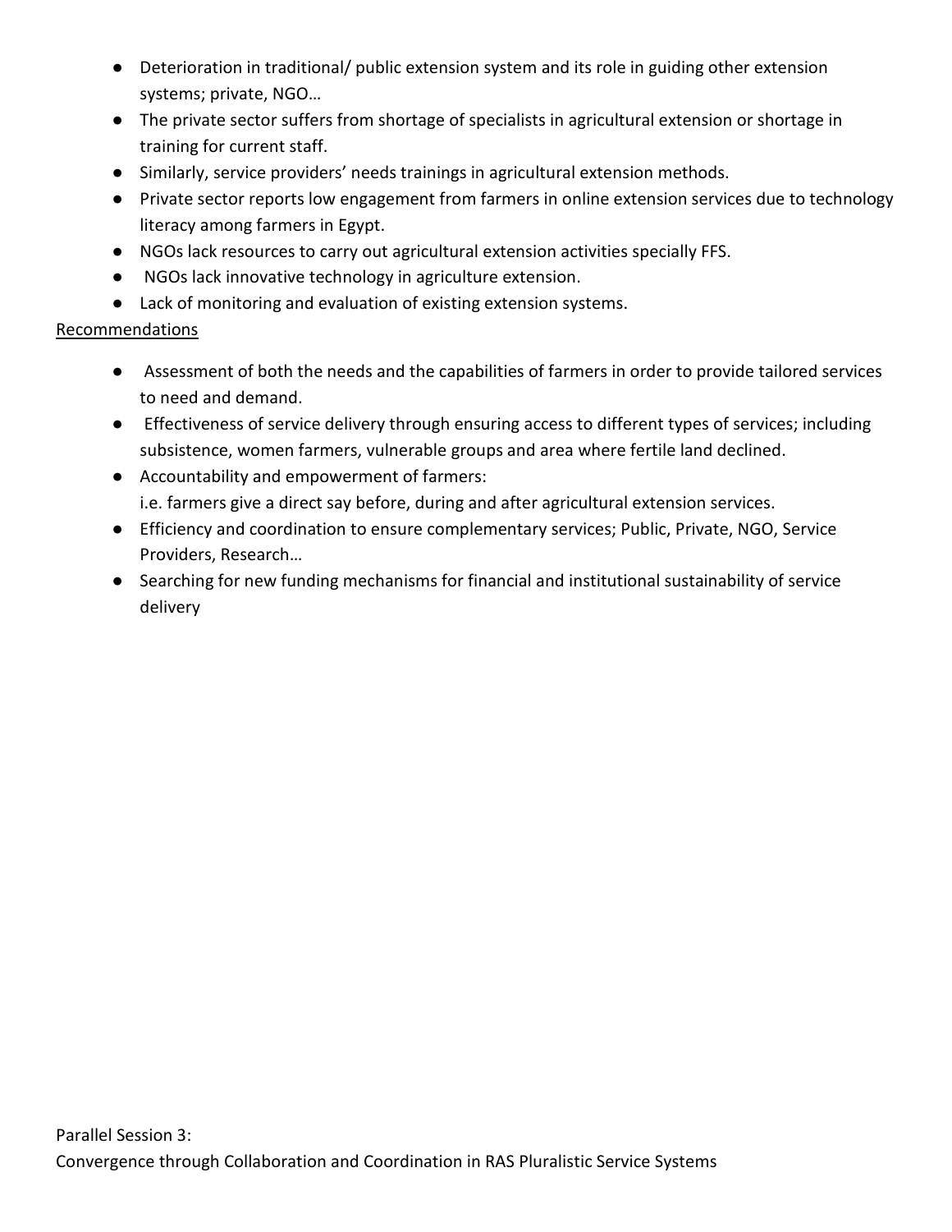- Deterioration in traditional/ public extension system and its role in guiding other extension systems; private, NGO…
- The private sector suffers from shortage of specialists in agricultural extension or shortage in training for current staff.
- Similarly, service providers' needs trainings in agricultural extension methods.
- Private sector reports low engagement from farmers in online extension services due to technology literacy among farmers in Egypt.
- NGOs lack resources to carry out agricultural extension activities specially FFS.
- NGOs lack innovative technology in agriculture extension.
- Lack of monitoring and evaluation of existing extension systems.

<u>Recommendations</u>

- Assessment of both the needs and the capabilities of farmers in order to provide tailored services to need and demand.
- Effectiveness of service delivery through ensuring access to different types of services; including subsistence, women farmers, vulnerable groups and area where fertile land declined.
- Accountability and empowerment of farmers:
  i.e. farmers give a direct say before, during and after agricultural extension services.
- Efficiency and coordination to ensure complementary services; Public, Private, NGO, Service Providers, Research…
- Searching for new funding mechanisms for financial and institutional sustainability of service delivery

Parallel Session 3:
Convergence through Collaboration and Coordination in RAS Pluralistic Service Systems